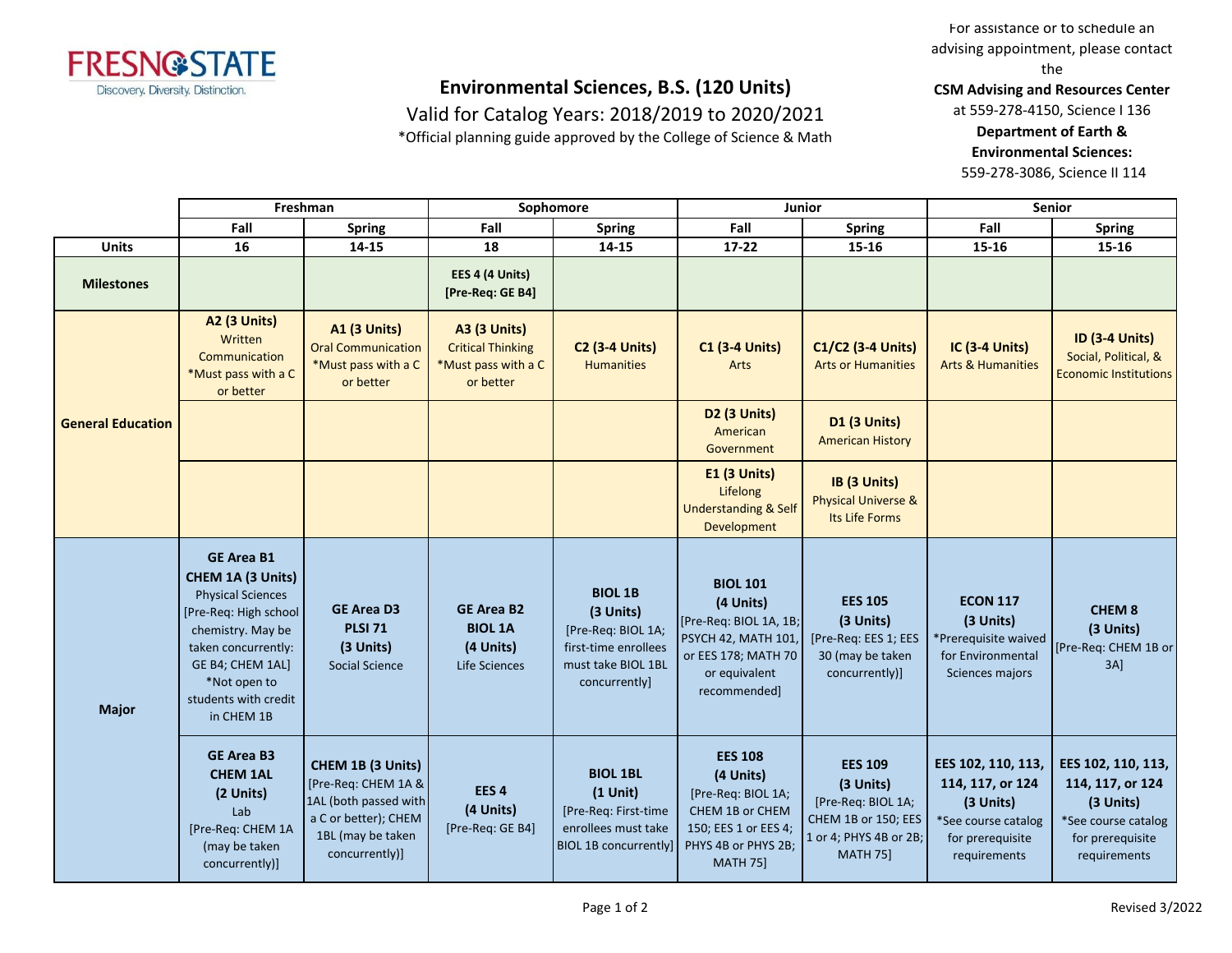# Environmental Sciences, B.S. (120 Units)

Valid for Catalog Years: 2018/2019 to 2020/2021

*Official planning guide approved by the College of Science & Math

For assistance or to schedule an advising appointment, please contact the **CSM Advising and Resources Center** at 559-278-4150, Science I 136

**Department of Earth & Environmental Sciences:** 559-278-3086, Science II 114

| | Freshman | | Sophomore | | Junior | | Senior | |
|---|---|---|---|---|---|---|---|---|
| | **Fall** | **Spring** | **Fall** | **Spring** | **Fall** | **Spring** | **Fall** | **Spring** |
| **Units** | **16** | **14-15** | **18** | **14-15** | **17-22** | **15-16** | **15-16** | **15-16** |
| **Milestones** | | | **EES 4 (4 Units) [Pre-Req: GE B4]** | | | | | |
| **General Education** | **A2 (3 Units)** Written Communication *Must pass with a C or better | **A1 (3 Units)** Oral Communication *Must pass with a C or better | **A3 (3 Units)** Critical Thinking *Must pass with a C or better | **C2 (3-4 Units)** Humanities | **C1 (3-4 Units)** Arts | **C1/C2 (3-4 Units)** Arts or Humanities | **IC (3-4 Units)** Arts & Humanities | **ID (3-4 Units)** Social, Political, & Economic Institutions |
| | | | | | **D2 (3 Units)** American Government | **D1 (3 Units)** American History | | |
| | | | | | **E1 (3 Units)** Lifelong Understanding & Self Development | **IB (3 Units)** Physical Universe & Its Life Forms | | |
| **Major** | **GE Area B1 CHEM 1A (3 Units)** Physical Sciences [Pre-Req: High school chemistry. May be taken concurrently: GE B4; CHEM 1AL] *Not open to students with credit in CHEM 1B | **GE Area D3 PLSI 71 (3 Units)** Social Science | **GE Area B2 BIOL 1A (4 Units)** Life Sciences | **BIOL 1B (3 Units)** [Pre-Req: BIOL 1A; first-time enrollees must take BIOL 1BL concurrently] | **BIOL 101 (4 Units)** [Pre-Req: BIOL 1A, 1B; PSYCH 42, MATH 101, or EES 178; MATH 70 or equivalent recommended] | **EES 105 (3 Units)** [Pre-Req: EES 1; EES 30 (may be taken concurrently)] | **ECON 117 (3 Units)** *Prerequisite waived for Environmental Sciences majors | **CHEM 8 (3 Units)** [Pre-Req: CHEM 1B or 3A] |
| | **GE Area B3 CHEM 1AL (2 Units)** Lab [Pre-Req: CHEM 1A (may be taken concurrently)] | **CHEM 1B (3 Units)** [Pre-Req: CHEM 1A & 1AL (both passed with a C or better); CHEM 1BL (may be taken concurrently)] | **EES 4 (4 Units)** [Pre-Req: GE B4] | **BIOL 1BL (1 Unit)** [Pre-Req: First-time enrollees must take BIOL 1B concurrently] | **EES 108 (4 Units)** [Pre-Req: BIOL 1A; CHEM 1B or CHEM 150; EES 1 or EES 4; PHYS 4B or PHYS 2B; MATH 75] | **EES 109 (3 Units)** [Pre-Req: BIOL 1A; CHEM 1B or 150; EES 1 or 4; PHYS 4B or 2B; MATH 75] | **EES 102, 110, 113, 114, 117, or 124 (3 Units)** *See course catalog for prerequisite requirements | **EES 102, 110, 113, 114, 117, or 124 (3 Units)** *See course catalog for prerequisite requirements |

Revised 3/2022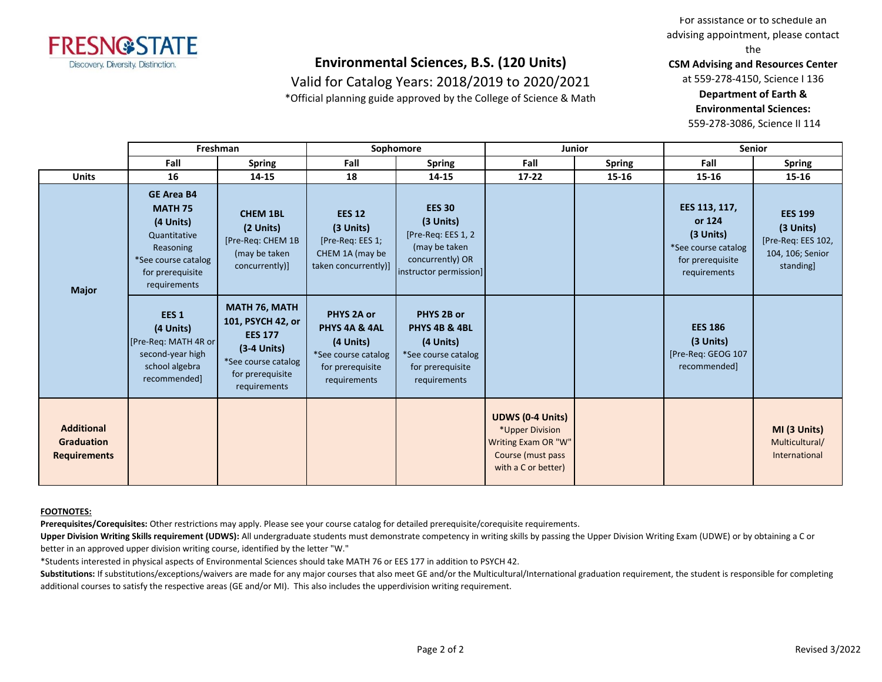# Environmental Sciences, B.S. (120 Units)

Valid for Catalog Years: 2018/2019 to 2020/2021

*Official planning guide approved by the College of Science & Math

For assistance or to schedule an advising appointment, please contact the

**CSM Advising and Resources Center**

at 559-278-4150, Science I 136

**Department of Earth & Environmental Sciences:**

559-278-3086, Science II 114

| | Freshman | | Sophomore | | Junior | | Senior | |
|---|---|---|---|---|---|---|---|---|
| | **Fall** | **Spring** | **Fall** | **Spring** | **Fall** | **Spring** | **Fall** | **Spring** |
| **Units** | **16** | **14-15** | **18** | **14-15** | **17-22** | **15-16** | **15-16** | **15-16** |
| **Major** | **GE Area B4 MATH 75 (4 Units)** Quantitative Reasoning *See course catalog for prerequisite requirements | **CHEM 1BL (2 Units)** [Pre-Req: CHEM 1B (may be taken concurrently)] | **EES 12 (3 Units)** [Pre-Req: EES 1; CHEM 1A (may be taken concurrently)] | **EES 30 (3 Units)** [Pre-Req: EES 1, 2 (may be taken concurrently) OR instructor permission] | | | **EES 113, 117, or 124 (3 Units)** *See course catalog for prerequisite requirements | **EES 199 (3 Units)** [Pre-Req: EES 102, 104, 106; Senior standing] |
| **Major** | **EES 1 (4 Units)** [Pre-Req: MATH 4R or second-year high school algebra recommended] | **MATH 76, MATH 101, PSYCH 42, or EES 177 (3-4 Units)** *See course catalog for prerequisite requirements | **PHYS 2A or PHYS 4A & 4AL (4 Units)** *See course catalog for prerequisite requirements | **PHYS 2B or PHYS 4B & 4BL (4 Units)** *See course catalog for prerequisite requirements | | | **EES 186 (3 Units)** [Pre-Req: GEOG 107 recommended] | |
| **Additional Graduation Requirements** | | | | | **UDWS (0-4 Units)** *Upper Division Writing Exam OR "W" Course (must pass with a C or better) | | | **MI (3 Units)** Multicultural/ International |

**FOOTNOTES:**

**Prerequisites/Corequisites:** Other restrictions may apply. Please see your course catalog for detailed prerequisite/corequisite requirements.

**Upper Division Writing Skills requirement (UDWS):** All undergraduate students must demonstrate competency in writing skills by passing the Upper Division Writing Exam (UDWE) or by obtaining a C or better in an approved upper division writing course, identified by the letter "W."

*Students interested in physical aspects of Environmental Sciences should take MATH 76 or EES 177 in addition to PSYCH 42.

**Substitutions:** If substitutions/exceptions/waivers are made for any major courses that also meet GE and/or the Multicultural/International graduation requirement, the student is responsible for completing additional courses to satisfy the respective areas (GE and/or MI). This also includes the upperdivision writing requirement.

Revised 3/2022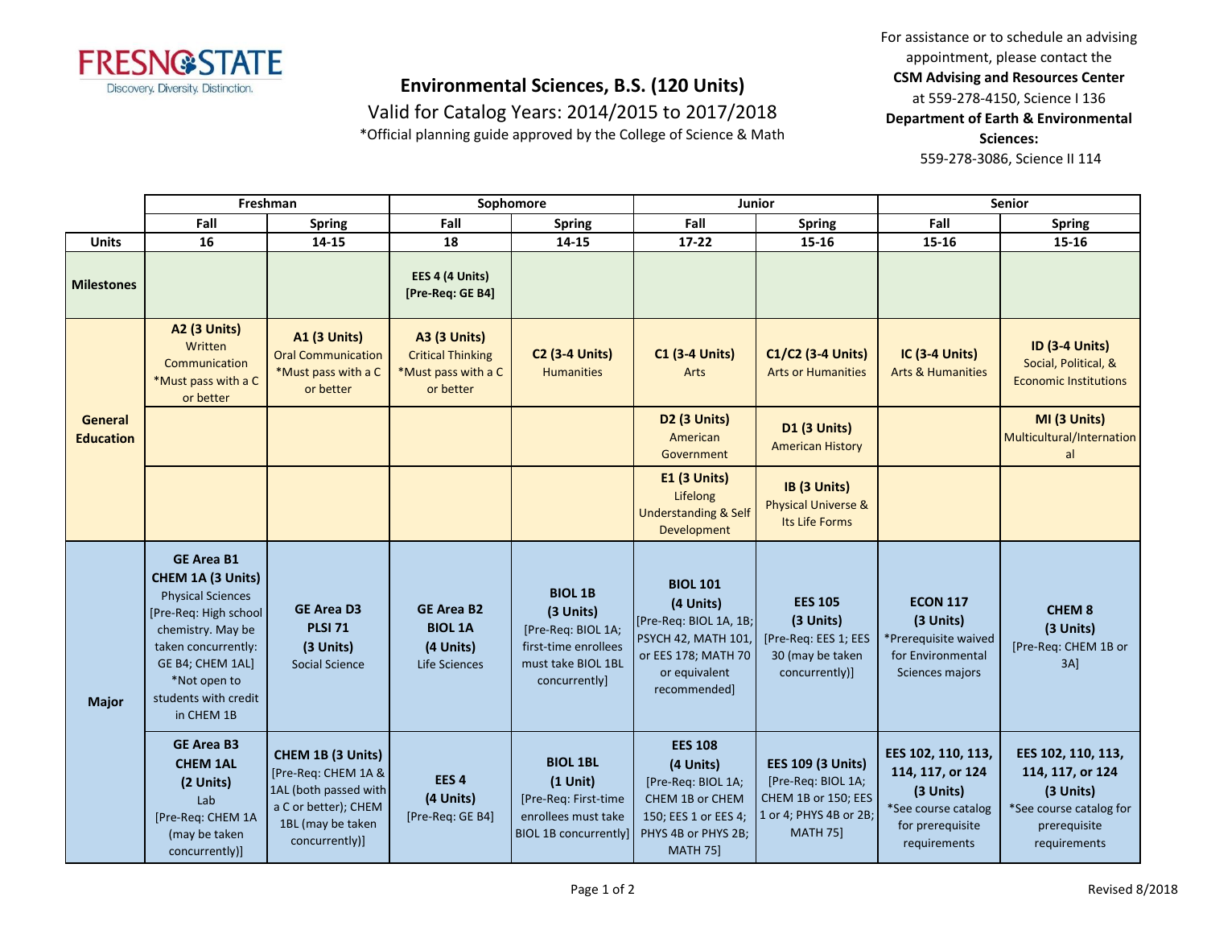# Environmental Sciences, B.S. (120 Units)

Valid for Catalog Years: 2014/2015 to 2017/2018

*Official planning guide approved by the College of Science & Math

For assistance or to schedule an advising appointment, please contact the **CSM Advising and Resources Center** at 559-278-4150, Science I 136
**Department of Earth & Environmental Sciences:** 559-278-3086, Science II 114

| | Freshman | | Sophomore | | Junior | | Senior | |
|---|---|---|---|---|---|---|---|---|
| | Fall | Spring | Fall | Spring | Fall | Spring | Fall | Spring |
| **Units** | 16 | 14-15 | 18 | 14-15 | 17-22 | 15-16 | 15-16 | 15-16 |
| **Milestones** | | | **EES 4 (4 Units) [Pre-Req: GE B4]** | | | | | |
| **General Education** | **A2 (3 Units)** Written Communication *Must pass with a C or better | **A1 (3 Units)** Oral Communication *Must pass with a C or better | **A3 (3 Units)** Critical Thinking *Must pass with a C or better | **C2 (3-4 Units)** Humanities | **C1 (3-4 Units)** Arts | **C1/C2 (3-4 Units)** Arts or Humanities | **IC (3-4 Units)** Arts & Humanities | **ID (3-4 Units)** Social, Political, & Economic Institutions |
| | | | | | **D2 (3 Units)** American Government | **D1 (3 Units)** American History | | **MI (3 Units)** Multicultural/International |
| | | | | | **E1 (3 Units)** Lifelong Understanding & Self Development | **IB (3 Units)** Physical Universe & Its Life Forms | | |
| **Major** | **GE Area B1 CHEM 1A (3 Units)** Physical Sciences [Pre-Req: High school chemistry. May be taken concurrently: GE B4; CHEM 1AL] *Not open to students with credit in CHEM 1B | **GE Area D3 PLSI 71 (3 Units)** Social Science | **GE Area B2 BIOL 1A (4 Units)** Life Sciences | **BIOL 1B (3 Units)** [Pre-Req: BIOL 1A; first-time enrollees must take BIOL 1BL concurrently] | **BIOL 101 (4 Units)** [Pre-Req: BIOL 1A, 1B; PSYCH 42, MATH 101, or EES 178; MATH 70 or equivalent recommended] | **EES 105 (3 Units)** [Pre-Req: EES 1; EES 30 (may be taken concurrently)] | **ECON 117 (3 Units)** *Prerequisite waived for Environmental Sciences majors | **CHEM 8 (3 Units)** [Pre-Req: CHEM 1B or 3A] |
| | **GE Area B3 CHEM 1AL (2 Units)** Lab [Pre-Req: CHEM 1A (may be taken concurrently)] | **CHEM 1B (3 Units)** [Pre-Req: CHEM 1A & 1AL (both passed with a C or better); CHEM 1BL (may be taken concurrently)] | **EES 4 (4 Units)** [Pre-Req: GE B4] | **BIOL 1BL (1 Unit)** [Pre-Req: First-time enrollees must take BIOL 1B concurrently] | **EES 108 (4 Units)** [Pre-Req: BIOL 1A; CHEM 1B or CHEM 150; EES 1 or EES 4; PHYS 4B or PHYS 2B; MATH 75] | **EES 109 (3 Units)** [Pre-Req: BIOL 1A; CHEM 1B or 150; EES 1 or 4; PHYS 4B or 2B; MATH 75] | **EES 102, 110, 113, 114, 117, or 124 (3 Units)** *See course catalog for prerequisite requirements | **EES 102, 110, 113, 114, 117, or 124 (3 Units)** *See course catalog for prerequisite requirements |

Revised 8/2018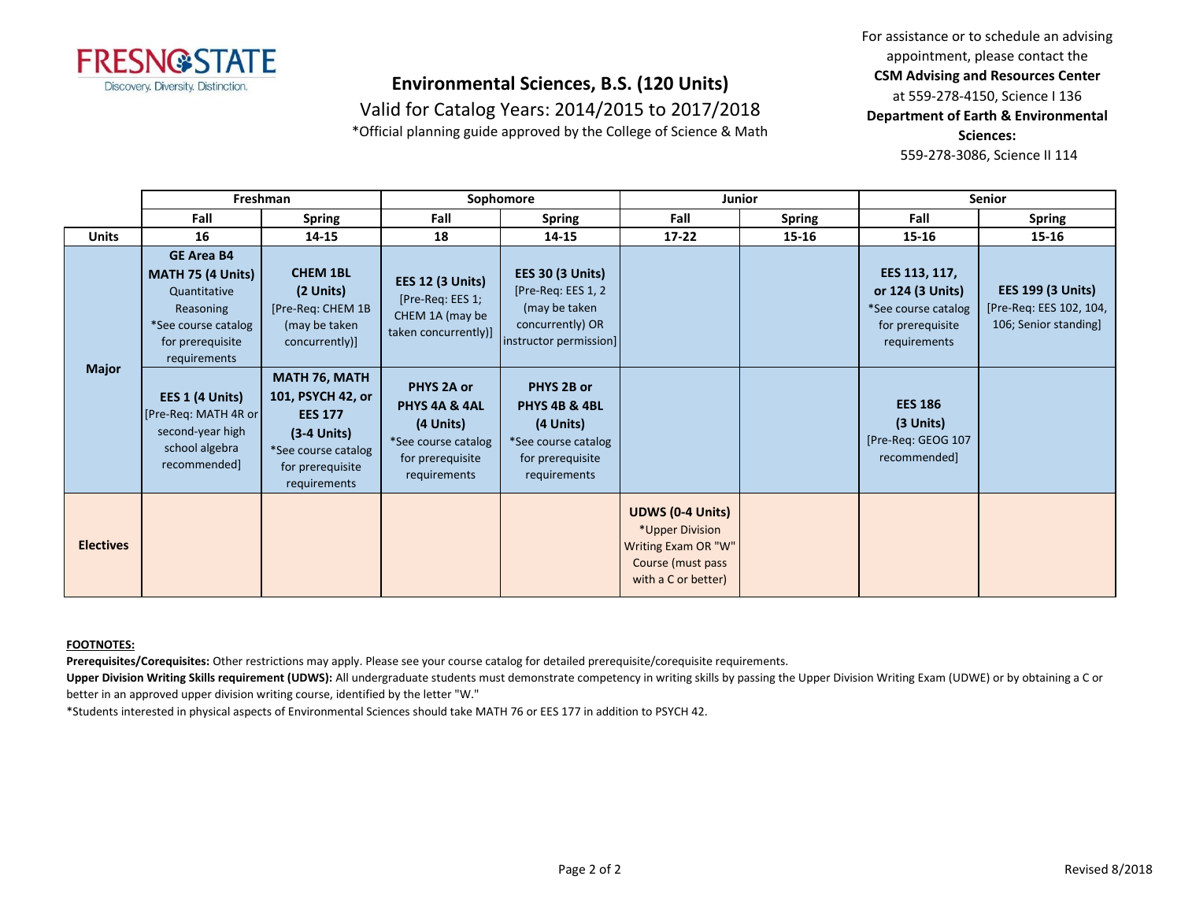FRESNO STATE
Discovery. Diversity. Distinction.

# Environmental Sciences, B.S. (120 Units)

Valid for Catalog Years: 2014/2015 to 2017/2018

*Official planning guide approved by the College of Science & Math

For assistance or to schedule an advising appointment, please contact the **CSM Advising and Resources Center** at 559-278-4150, Science I 136
**Department of Earth & Environmental Sciences:**
559-278-3086, Science II 114

| | Freshman | | Sophomore | | Junior | | Senior | |
|---|---|---|---|---|---|---|---|---|
| | **Fall** | **Spring** | **Fall** | **Spring** | **Fall** | **Spring** | **Fall** | **Spring** |
| **Units** | **16** | **14-15** | **18** | **14-15** | **17-22** | **15-16** | **15-16** | **15-16** |
| **Major** | **GE Area B4** **MATH 75 (4 Units)** Quantitative Reasoning *See course catalog for prerequisite requirements | **CHEM 1BL (2 Units)** [Pre-Req: CHEM 1B (may be taken concurrently)] | **EES 12 (3 Units)** [Pre-Req: EES 1; CHEM 1A (may be taken concurrently)] | **EES 30 (3 Units)** [Pre-Req: EES 1, 2 (may be taken concurrently) OR instructor permission] | | | **EES 113, 117, or 124 (3 Units)** *See course catalog for prerequisite requirements | **EES 199 (3 Units)** [Pre-Req: EES 102, 104, 106; Senior standing] |
| **Major** | **EES 1 (4 Units)** [Pre-Req: MATH 4R or second-year high school algebra recommended] | **MATH 76, MATH 101, PSYCH 42, or EES 177 (3-4 Units)** *See course catalog for prerequisite requirements | **PHYS 2A or PHYS 4A & 4AL (4 Units)** *See course catalog for prerequisite requirements | **PHYS 2B or PHYS 4B & 4BL (4 Units)** *See course catalog for prerequisite requirements | | | **EES 186 (3 Units)** [Pre-Req: GEOG 107 recommended] | |
| **Electives** | | | | | **UDWS (0-4 Units)** *Upper Division Writing Exam OR "W" Course (must pass with a C or better) | | | |

**FOOTNOTES:**

**Prerequisites/Corequisites:** Other restrictions may apply. Please see your course catalog for detailed prerequisite/corequisite requirements.

**Upper Division Writing Skills requirement (UDWS):** All undergraduate students must demonstrate competency in writing skills by passing the Upper Division Writing Exam (UDWE) or by obtaining a C or better in an approved upper division writing course, identified by the letter "W."

*Students interested in physical aspects of Environmental Sciences should take MATH 76 or EES 177 in addition to PSYCH 42.

Revised 8/2018